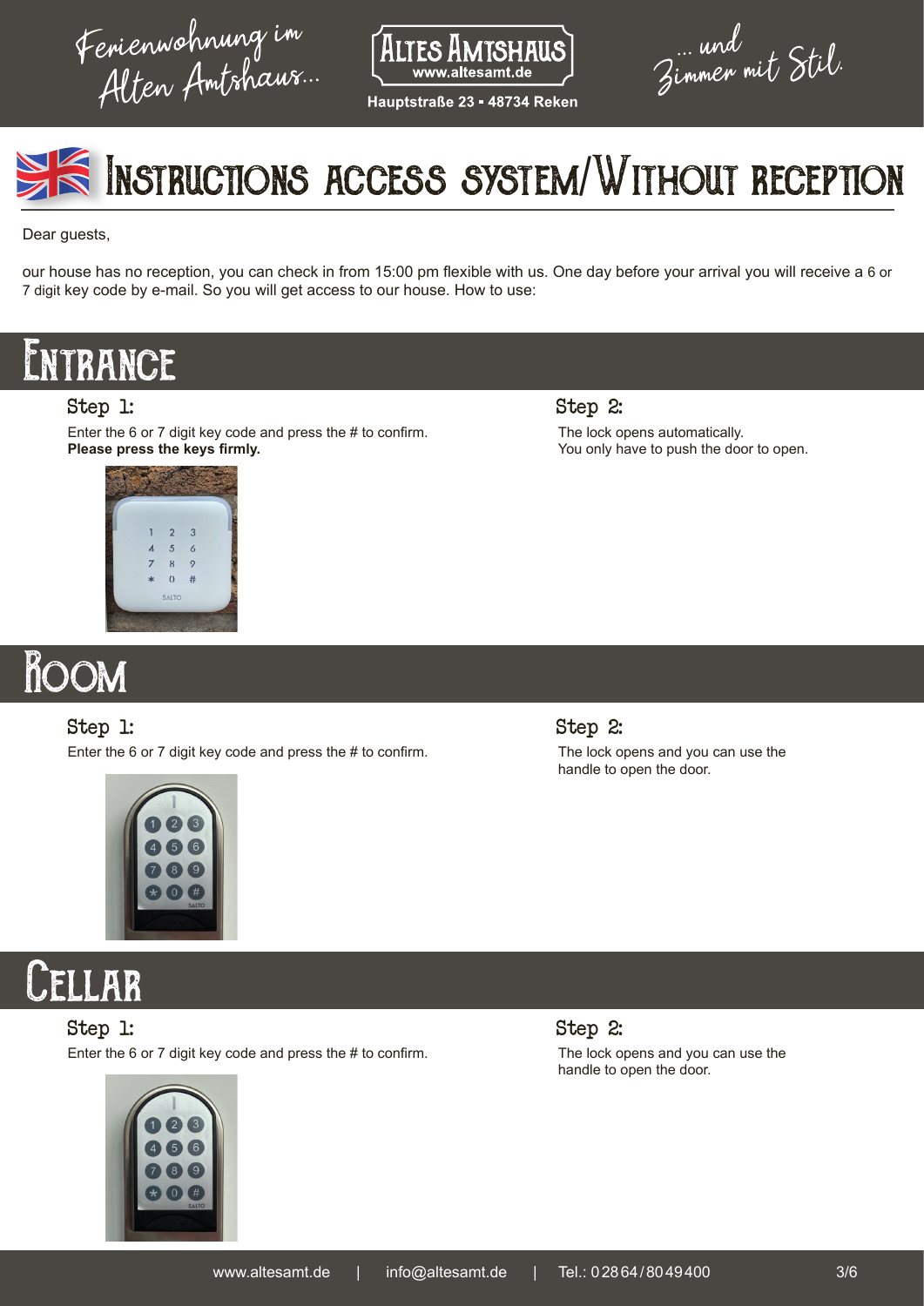Ferienwohnung im Alten Amtshaus...

**ALTES AMTSHAUS**
www.altesamt.de
Hauptstraße 23 ▪ 48734 Reken

... und Zimmer mit Stil.

# Instructions access system/Without reception

Dear guests,

our house has no reception, you can check in from 15:00 pm flexible with us. One day before your arrival you will receive a 6 or 7 digit key code by e-mail. So you will get access to our house. How to use:

## Entrance

### Step 1:

Enter the 6 or 7 digit key code and press the # to confirm.
**Please press the keys firmly.**

### Step 2:

The lock opens automatically.
You only have to push the door to open.

## Room

### Step 1:

Enter the 6 or 7 digit key code and press the # to confirm.

### Step 2:

The lock opens and you can use the handle to open the door.

## Cellar

### Step 1:

Enter the 6 or 7 digit key code and press the # to confirm.

### Step 2:

The lock opens and you can use the handle to open the door.

www.altesamt.de | info@altesamt.de | Tel.: 02864/8049400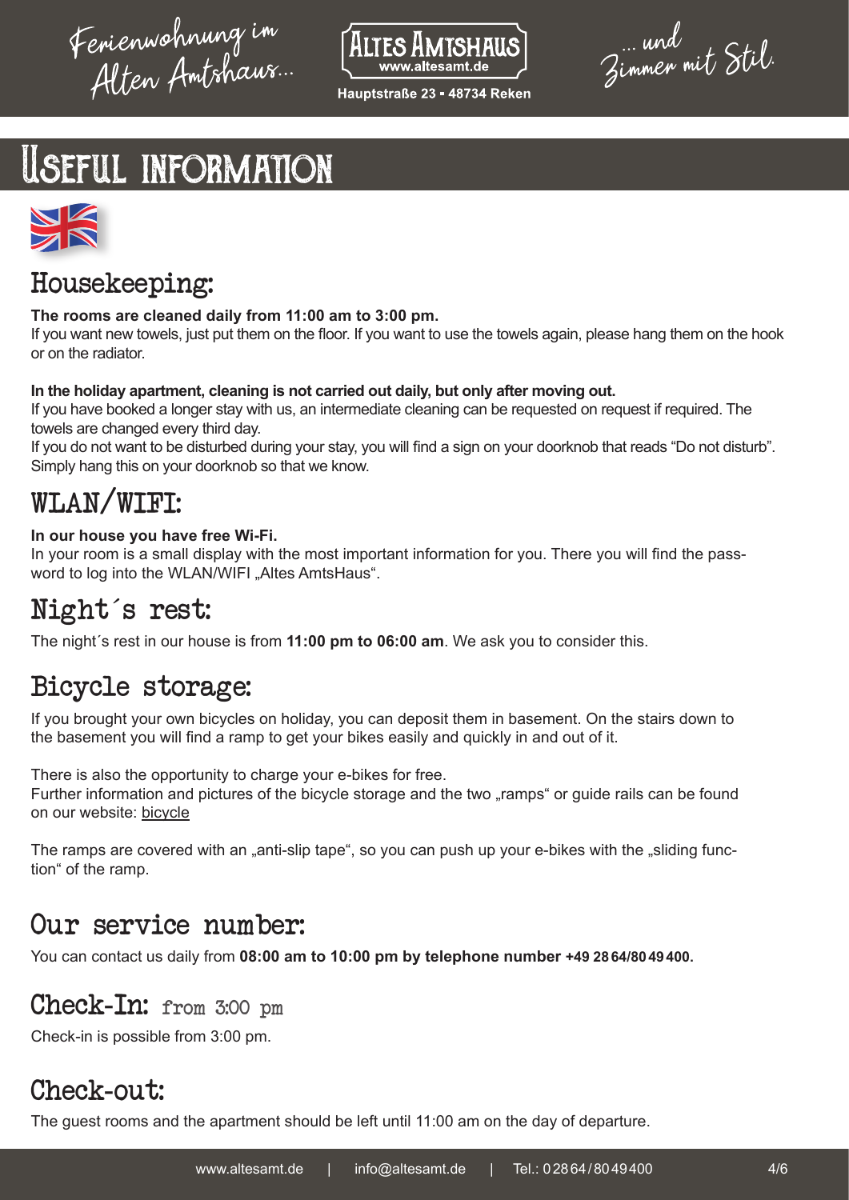Ferienwohnung im Alten Amtshaus...

**ALTES AMTSHAUS**
www.altesamt.de
Hauptstraße 23 • 48734 Reken

... und Zimmer mit Stil.

# Useful information

## Housekeeping:

**The rooms are cleaned daily from 11:00 am to 3:00 pm.**
If you want new towels, just put them on the floor. If you want to use the towels again, please hang them on the hook or on the radiator.

**In the holiday apartment, cleaning is not carried out daily, but only after moving out.**
If you have booked a longer stay with us, an intermediate cleaning can be requested on request if required. The towels are changed every third day.
If you do not want to be disturbed during your stay, you will find a sign on your doorknob that reads "Do not disturb". Simply hang this on your doorknob so that we know.

## WLAN/WIFI:

**In our house you have free Wi-Fi.**
In your room is a small display with the most important information for you. There you will find the password to log into the WLAN/WIFI „Altes AmtsHaus".

## Night´s rest:

The night´s rest in our house is from **11:00 pm to 06:00 am**. We ask you to consider this.

## Bicycle storage:

If you brought your own bicycles on holiday, you can deposit them in basement. On the stairs down to the basement you will find a ramp to get your bikes easily and quickly in and out of it.

There is also the opportunity to charge your e-bikes for free.
Further information and pictures of the bicycle storage and the two „ramps" or guide rails can be found on our website: bicycle

The ramps are covered with an „anti-slip tape", so you can push up your e-bikes with the „sliding function" of the ramp.

## Our service number:

You can contact us daily from **08:00 am to 10:00 pm by telephone number +49 2864/8049400.**

## Check-In: from 3:00 pm

Check-in is possible from 3:00 pm.

## Check-out:

The guest rooms and the apartment should be left until 11:00 am on the day of departure.